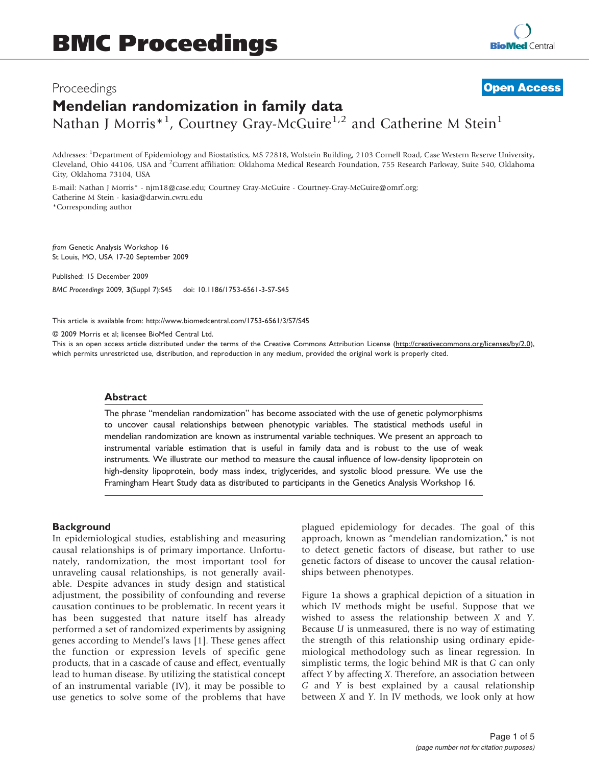Proceedings

**Open Access**

# Mendelian randomization in family data

Nathan J Morris*[1], Courtney Gray-McGuire[1,2] and Catherine M Stein[1]

Addresses: [1]Department of Epidemiology and Biostatistics, MS 72818, Wolstein Building, 2103 Cornell Road, Case Western Reserve University, Cleveland, Ohio 44106, USA and [2]Current affiliation: Oklahoma Medical Research Foundation, 755 Research Parkway, Suite 540, Oklahoma City, Oklahoma 73104, USA

E-mail: Nathan J Morris* - njm18@case.edu; Courtney Gray-McGuire - Courtney-Gray-McGuire@omrf.org; Catherine M Stein - kasia@darwin.cwru.edu
*Corresponding author

*from* Genetic Analysis Workshop 16
St Louis, MO, USA 17-20 September 2009

Published: 15 December 2009

*BMC Proceedings* 2009, **3**(Suppl 7):S45 doi: 10.1186/1753-6561-3-S7-S45

This article is available from: http://www.biomedcentral.com/1753-6561/3/S7/S45

© 2009 Morris et al; licensee BioMed Central Ltd.
This is an open access article distributed under the terms of the Creative Commons Attribution License (http://creativecommons.org/licenses/by/2.0), which permits unrestricted use, distribution, and reproduction in any medium, provided the original work is properly cited.

## Abstract

The phrase "mendelian randomization" has become associated with the use of genetic polymorphisms to uncover causal relationships between phenotypic variables. The statistical methods useful in mendelian randomization are known as instrumental variable techniques. We present an approach to instrumental variable estimation that is useful in family data and is robust to the use of weak instruments. We illustrate our method to measure the causal influence of low-density lipoprotein on high-density lipoprotein, body mass index, triglycerides, and systolic blood pressure. We use the Framingham Heart Study data as distributed to participants in the Genetics Analysis Workshop 16.

## Background

In epidemiological studies, establishing and measuring causal relationships is of primary importance. Unfortunately, randomization, the most important tool for unraveling causal relationships, is not generally available. Despite advances in study design and statistical adjustment, the possibility of confounding and reverse causation continues to be problematic. In recent years it has been suggested that nature itself has already performed a set of randomized experiments by assigning genes according to Mendel's laws [1]. These genes affect the function or expression levels of specific gene products, that in a cascade of cause and effect, eventually lead to human disease. By utilizing the statistical concept of an instrumental variable (IV), it may be possible to use genetics to solve some of the problems that have plagued epidemiology for decades. The goal of this approach, known as "mendelian randomization," is not to detect genetic factors of disease, but rather to use genetic factors of disease to uncover the causal relationships between phenotypes.

Figure 1a shows a graphical depiction of a situation in which IV methods might be useful. Suppose that we wished to assess the relationship between $X$ and $Y$. Because $U$ is unmeasured, there is no way of estimating the strength of this relationship using ordinary epidemiological methodology such as linear regression. In simplistic terms, the logic behind MR is that $G$ can only affect $Y$ by affecting $X$. Therefore, an association between $G$ and $Y$ is best explained by a causal relationship between $X$ and $Y$. In IV methods, we look only at how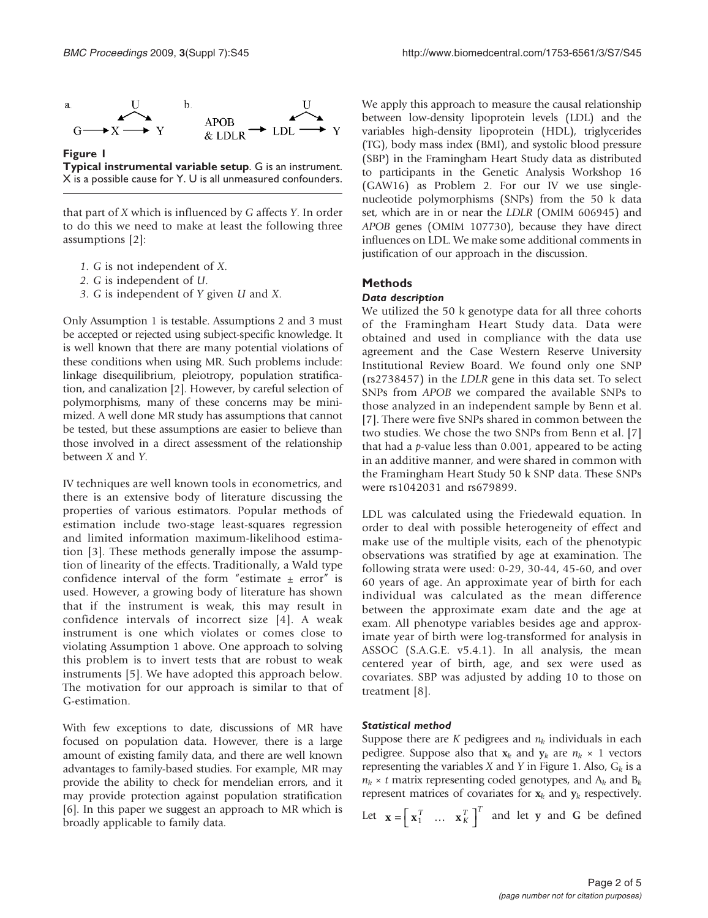**Figure 1**

**Typical instrumental variable setup**. G is an instrument. X is a possible cause for Y. U is all unmeasured confounders.

that part of *X* which is influenced by *G* affects *Y*. In order to do this we need to make at least the following three assumptions [2]:

1. *G* is not independent of *X*.
2. *G* is independent of *U*.
3. *G* is independent of *Y* given *U* and *X*.

Only Assumption 1 is testable. Assumptions 2 and 3 must be accepted or rejected using subject-specific knowledge. It is well known that there are many potential violations of these conditions when using MR. Such problems include: linkage disequilibrium, pleiotropy, population stratification, and canalization [2]. However, by careful selection of polymorphisms, many of these concerns may be minimized. A well done MR study has assumptions that cannot be tested, but these assumptions are easier to believe than those involved in a direct assessment of the relationship between *X* and *Y*.

IV techniques are well known tools in econometrics, and there is an extensive body of literature discussing the properties of various estimators. Popular methods of estimation include two-stage least-squares regression and limited information maximum-likelihood estimation [3]. These methods generally impose the assumption of linearity of the effects. Traditionally, a Wald type confidence interval of the form "estimate ± error" is used. However, a growing body of literature has shown that if the instrument is weak, this may result in confidence intervals of incorrect size [4]. A weak instrument is one which violates or comes close to violating Assumption 1 above. One approach to solving this problem is to invert tests that are robust to weak instruments [5]. We have adopted this approach below. The motivation for our approach is similar to that of G-estimation.

With few exceptions to date, discussions of MR have focused on population data. However, there is a large amount of existing family data, and there are well known advantages to family-based studies. For example, MR may provide the ability to check for mendelian errors, and it may provide protection against population stratification [6]. In this paper we suggest an approach to MR which is broadly applicable to family data.

We apply this approach to measure the causal relationship between low-density lipoprotein levels (LDL) and the variables high-density lipoprotein (HDL), triglycerides (TG), body mass index (BMI), and systolic blood pressure (SBP) in the Framingham Heart Study data as distributed to participants in the Genetic Analysis Workshop 16 (GAW16) as Problem 2. For our IV we use single-nucleotide polymorphisms (SNPs) from the 50 k data set, which are in or near the *LDLR* (OMIM 606945) and *APOB* genes (OMIM 107730), because they have direct influences on LDL. We make some additional comments in justification of our approach in the discussion.

## Methods

### Data description

We utilized the 50 k genotype data for all three cohorts of the Framingham Heart Study data. Data were obtained and used in compliance with the data use agreement and the Case Western Reserve University Institutional Review Board. We found only one SNP (rs2738457) in the *LDLR* gene in this data set. To select SNPs from *APOB* we compared the available SNPs to those analyzed in an independent sample by Benn et al. [7]. There were five SNPs shared in common between the two studies. We chose the two SNPs from Benn et al. [7] that had a $p$-value less than 0.001, appeared to be acting in an additive manner, and were shared in common with the Framingham Heart Study 50 k SNP data. These SNPs were rs1042031 and rs679899.

LDL was calculated using the Friedewald equation. In order to deal with possible heterogeneity of effect and make use of the multiple visits, each of the phenotypic observations was stratified by age at examination. The following strata were used: 0-29, 30-44, 45-60, and over 60 years of age. An approximate year of birth for each individual was calculated as the mean difference between the approximate exam date and the age at exam. All phenotype variables besides age and approximate year of birth were log-transformed for analysis in ASSOC (S.A.G.E. v5.4.1). In all analysis, the mean centered year of birth, age, and sex were used as covariates. SBP was adjusted by adding 10 to those on treatment [8].

### Statistical method

Suppose there are $K$ pedigrees and $n_k$ individuals in each pedigree. Suppose also that $\mathbf{x}_k$ and $\mathbf{y}_k$ are $n_k \times 1$ vectors representing the variables $X$ and $Y$ in Figure 1. Also, $G_k$ is a $n_k \times t$ matrix representing coded genotypes, and $A_k$ and $B_k$ represent matrices of covariates for $\mathbf{x}_k$ and $\mathbf{y}_k$ respectively. Let $\mathbf{x} = \begin{bmatrix} \mathbf{x}_1^T & \ldots & \mathbf{x}_K^T \end{bmatrix}^T$ and let $\mathbf{y}$ and $\mathbf{G}$ be defined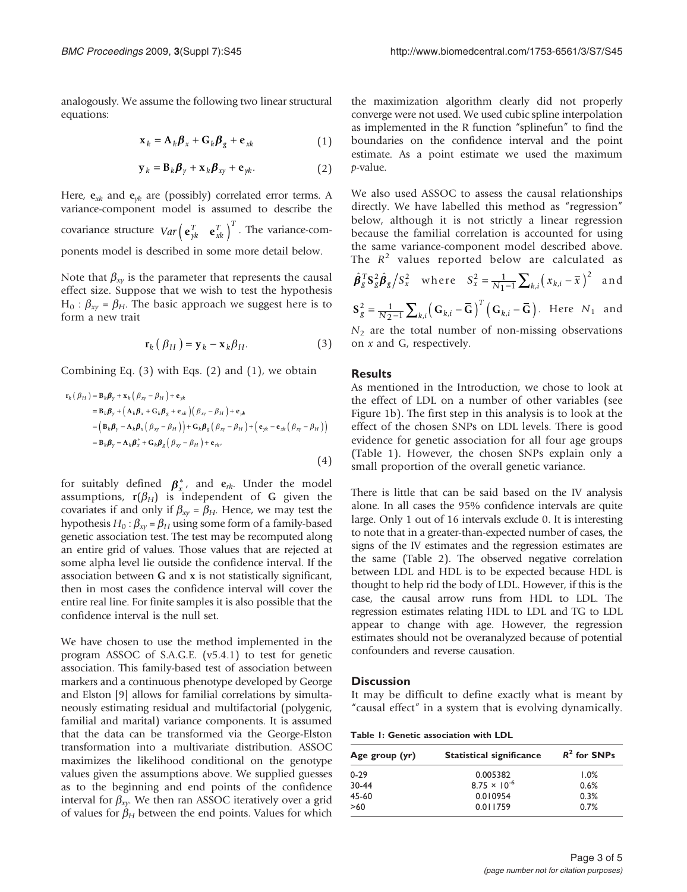analogously. We assume the following two linear structural equations:

$$\mathbf{x}_k = \mathbf{A}_k \boldsymbol{\beta}_x + \mathbf{G}_k \boldsymbol{\beta}_g + \mathbf{e}_{xk} \quad (1)$$

$$\mathbf{y}_k = \mathbf{B}_k \boldsymbol{\beta}_y + \mathbf{x}_k \boldsymbol{\beta}_{xy} + \mathbf{e}_{yk}. \quad (2)$$

Here, $\mathbf{e}_{xk}$ and $\mathbf{e}_{yk}$ are (possibly) correlated error terms. A variance-component model is assumed to describe the covariance structure $Var\left(\mathbf{e}_{yk}^T \quad \mathbf{e}_{xk}^T\right)^T$. The variance-components model is described in some more detail below.

Note that $\beta_{xy}$ is the parameter that represents the causal effect size. Suppose that we wish to test the hypothesis $H_0 : \beta_{xy} = \beta_H$. The basic approach we suggest here is to form a new trait

$$\mathbf{r}_k\left(\beta_H\right) = \mathbf{y}_k - \mathbf{x}_k \beta_H. \quad (3)$$

Combining Eq. (3) with Eqs. (2) and (1), we obtain

$$\begin{aligned}
\mathbf{r}_k\left(\beta_H\right) &= \mathbf{B}_k \boldsymbol{\beta}_y + \mathbf{x}_k\left(\beta_{xy} - \beta_H\right) + \mathbf{e}_{yk} \\
&= \mathbf{B}_k \boldsymbol{\beta}_y + \left(\mathbf{A}_k \boldsymbol{\beta}_x + \mathbf{G}_k \boldsymbol{\beta}_g + \mathbf{e}_{xk}\right)\left(\beta_{xy} - \beta_H\right) + \mathbf{e}_{yk} \\
&= \left(\mathbf{B}_k \boldsymbol{\beta}_y - \mathbf{A}_k \boldsymbol{\beta}_x\left(\beta_{xy} - \beta_H\right)\right) + \mathbf{G}_k \boldsymbol{\beta}_g\left(\beta_{xy} - \beta_H\right) + \left(\mathbf{e}_{yk} - \mathbf{e}_{xk}\left(\beta_{xy} - \beta_H\right)\right) \\
&= \mathbf{B}_k \boldsymbol{\beta}_y - \mathbf{A}_k \boldsymbol{\beta}_x^* + \mathbf{G}_k \boldsymbol{\beta}_g\left(\beta_{xy} - \beta_H\right) + \mathbf{e}_{rk},
\end{aligned} \quad (4)$$

for suitably defined $\boldsymbol{\beta}_x^*$, and $\mathbf{e}_{rk}$. Under the model assumptions, $\mathbf{r}(\beta_H)$ is independent of $\mathbf{G}$ given the covariates if and only if $\beta_{xy} = \beta_H$. Hence, we may test the hypothesis $H_0 : \beta_{xy} = \beta_H$ using some form of a family-based genetic association test. The test may be recomputed along an entire grid of values. Those values that are rejected at some alpha level lie outside the confidence interval. If the association between **G** and **x** is not statistically significant, then in most cases the confidence interval will cover the entire real line. For finite samples it is also possible that the confidence interval is the null set.

We have chosen to use the method implemented in the program ASSOC of S.A.G.E. (v5.4.1) to test for genetic association. This family-based test of association between markers and a continuous phenotype developed by George and Elston [9] allows for familial correlations by simultaneously estimating residual and multifactorial (polygenic, familial and marital) variance components. It is assumed that the data can be transformed via the George-Elston transformation into a multivariate distribution. ASSOC maximizes the likelihood conditional on the genotype values given the assumptions above. We supplied guesses as to the beginning and end points of the confidence interval for $\beta_{xy}$. We then ran ASSOC iteratively over a grid of values for $\beta_H$ between the end points. Values for which the maximization algorithm clearly did not properly converge were not used. We used cubic spline interpolation as implemented in the R function "splinefun" to find the boundaries on the confidence interval and the point estimate. As a point estimate we used the maximum *p*-value.

We also used ASSOC to assess the causal relationships directly. We have labelled this method as "regression" below, although it is not strictly a linear regression because the familial correlation is accounted for using the same variance-component model described above. The $R^2$ values reported below are calculated as $\hat{\boldsymbol{\beta}}_g^T \mathbf{S}_g^2 \hat{\boldsymbol{\beta}}_g / S_x^2$ where $S_x^2 = \frac{1}{N_1 - 1}\sum_{k,i}\left(x_{k,i} - \overline{x}\right)^2$ and $\mathbf{S}_g^2 = \frac{1}{N_2 - 1}\sum_{k,i}\left(\mathbf{G}_{k,i} - \overline{\mathbf{G}}\right)^T\left(\mathbf{G}_{k,i} - \overline{\mathbf{G}}\right)$. Here $N_1$ and $N_2$ are the total number of non-missing observations on *x* and G, respectively.

## Results

As mentioned in the Introduction, we chose to look at the effect of LDL on a number of other variables (see Figure 1b). The first step in this analysis is to look at the effect of the chosen SNPs on LDL levels. There is good evidence for genetic association for all four age groups (Table 1). However, the chosen SNPs explain only a small proportion of the overall genetic variance.

There is little that can be said based on the IV analysis alone. In all cases the 95% confidence intervals are quite large. Only 1 out of 16 intervals exclude 0. It is interesting to note that in a greater-than-expected number of cases, the signs of the IV estimates and the regression estimates are the same (Table 2). The observed negative correlation between LDL and HDL is to be expected because HDL is thought to help rid the body of LDL. However, if this is the case, the causal arrow runs from HDL to LDL. The regression estimates relating HDL to LDL and TG to LDL appear to change with age. However, the regression estimates should not be overanalyzed because of potential confounders and reverse causation.

## Discussion

It may be difficult to define exactly what is meant by "causal effect" in a system that is evolving dynamically.

**Table 1: Genetic association with LDL**

| Age group (yr) | Statistical significance | $R^2$ for SNPs |
|---|---|---|
| 0-29 | 0.005382 | 1.0% |
| 30-44 | $8.75 \times 10^{-6}$ | 0.6% |
| 45-60 | 0.010954 | 0.3% |
| >60 | 0.011759 | 0.7% |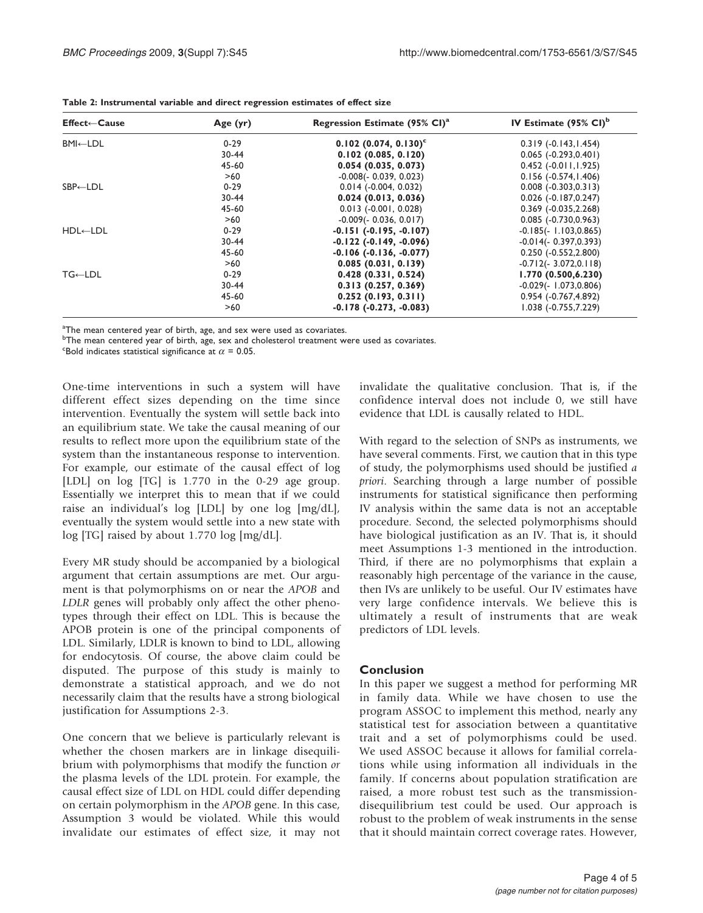**Table 2: Instrumental variable and direct regression estimates of effect size**

| Effect←Cause | Age (yr) | Regression Estimate (95% CI)[a] | IV Estimate (95% CI)[b] |
|---|---|---|---|
| BMI←LDL | 0-29 | **0.102 (0.074, 0.130)**[c] | 0.319 (-0.143,1.454) |
| | 30-44 | **0.102 (0.085, 0.120)** | 0.065 (-0.293,0.401) |
| | 45-60 | **0.054 (0.035, 0.073)** | 0.452 (-0.011,1.925) |
| | >60 | -0.008(- 0.039, 0.023) | 0.156 (-0.574,1.406) |
| SBP←LDL | 0-29 | 0.014 (-0.004, 0.032) | 0.008 (-0.303,0.313) |
| | 30-44 | **0.024 (0.013, 0.036)** | 0.026 (-0.187,0.247) |
| | 45-60 | 0.013 (-0.001, 0.028) | 0.369 (-0.035,2.268) |
| | >60 | -0.009(- 0.036, 0.017) | 0.085 (-0.730,0.963) |
| HDL←LDL | 0-29 | **-0.151 (-0.195, -0.107)** | -0.185(- 1.103,0.865) |
| | 30-44 | **-0.122 (-0.149, -0.096)** | -0.014(- 0.397,0.393) |
| | 45-60 | **-0.106 (-0.136, -0.077)** | 0.250 (-0.552,2.800) |
| | >60 | **0.085 (0.031, 0.139)** | -0.712(- 3.072,0.118) |
| TG←LDL | 0-29 | **0.428 (0.331, 0.524)** | **1.770 (0.500,6.230)** |
| | 30-44 | **0.313 (0.257, 0.369)** | -0.029(- 1.073,0.806) |
| | 45-60 | **0.252 (0.193, 0.311)** | 0.954 (-0.767,4.892) |
| | >60 | **-0.178 (-0.273, -0.083)** | 1.038 (-0.755,7.229) |

[a]The mean centered year of birth, age, and sex were used as covariates.
[b]The mean centered year of birth, age, sex and cholesterol treatment were used as covariates.
[c]Bold indicates statistical significance at $\alpha = 0.05$.

One-time interventions in such a system will have different effect sizes depending on the time since intervention. Eventually the system will settle back into an equilibrium state. We take the causal meaning of our results to reflect more upon the equilibrium state of the system than the instantaneous response to intervention. For example, our estimate of the causal effect of log [LDL] on log [TG] is 1.770 in the 0-29 age group. Essentially we interpret this to mean that if we could raise an individual's log [LDL] by one log [mg/dL], eventually the system would settle into a new state with log [TG] raised by about 1.770 log [mg/dL].

Every MR study should be accompanied by a biological argument that certain assumptions are met. Our argument is that polymorphisms on or near the *APOB* and *LDLR* genes will probably only affect the other phenotypes through their effect on LDL. This is because the APOB protein is one of the principal components of LDL. Similarly, LDLR is known to bind to LDL, allowing for endocytosis. Of course, the above claim could be disputed. The purpose of this study is mainly to demonstrate a statistical approach, and we do not necessarily claim that the results have a strong biological justification for Assumptions 2-3.

One concern that we believe is particularly relevant is whether the chosen markers are in linkage disequilibrium with polymorphisms that modify the function *or* the plasma levels of the LDL protein. For example, the causal effect size of LDL on HDL could differ depending on certain polymorphism in the *APOB* gene. In this case, Assumption 3 would be violated. While this would invalidate our estimates of effect size, it may not invalidate the qualitative conclusion. That is, if the confidence interval does not include 0, we still have evidence that LDL is causally related to HDL.

With regard to the selection of SNPs as instruments, we have several comments. First, we caution that in this type of study, the polymorphisms used should be justified *a priori*. Searching through a large number of possible instruments for statistical significance then performing IV analysis within the same data is not an acceptable procedure. Second, the selected polymorphisms should have biological justification as an IV. That is, it should meet Assumptions 1-3 mentioned in the introduction. Third, if there are no polymorphisms that explain a reasonably high percentage of the variance in the cause, then IVs are unlikely to be useful. Our IV estimates have very large confidence intervals. We believe this is ultimately a result of instruments that are weak predictors of LDL levels.

## Conclusion

In this paper we suggest a method for performing MR in family data. While we have chosen to use the program ASSOC to implement this method, nearly any statistical test for association between a quantitative trait and a set of polymorphisms could be used. We used ASSOC because it allows for familial correlations while using information all individuals in the family. If concerns about population stratification are raised, a more robust test such as the transmission-disequilibrium test could be used. Our approach is robust to the problem of weak instruments in the sense that it should maintain correct coverage rates. However,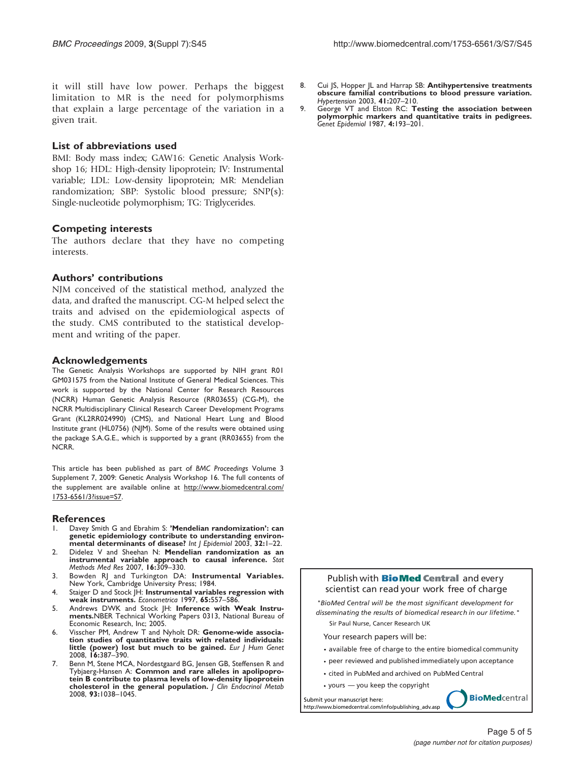it will still have low power. Perhaps the biggest limitation to MR is the need for polymorphisms that explain a large percentage of the variation in a given trait.

## List of abbreviations used

BMI: Body mass index; GAW16: Genetic Analysis Workshop 16; HDL: High-density lipoprotein; IV: Instrumental variable; LDL: Low-density lipoprotein; MR: Mendelian randomization; SBP: Systolic blood pressure; SNP(s): Single-nucleotide polymorphism; TG: Triglycerides.

## Competing interests

The authors declare that they have no competing interests.

## Authors' contributions

NJM conceived of the statistical method, analyzed the data, and drafted the manuscript. CG-M helped select the traits and advised on the epidemiological aspects of the study. CMS contributed to the statistical development and writing of the paper.

## Acknowledgements

The Genetic Analysis Workshops are supported by NIH grant R01 GM031575 from the National Institute of General Medical Sciences. This work is supported by the National Center for Research Resources (NCRR) Human Genetic Analysis Resource (RR03655) (CG-M), the NCRR Multidisciplinary Clinical Research Career Development Programs Grant (KL2RR024990) (CMS), and National Heart Lung and Blood Institute grant (HL0756) (NJM). Some of the results were obtained using the package S.A.G.E., which is supported by a grant (RR03655) from the NCRR.

This article has been published as part of *BMC Proceedings* Volume 3 Supplement 7, 2009: Genetic Analysis Workshop 16. The full contents of the supplement are available online at http://www.biomedcentral.com/1753-6561/3?issue=S7.

## References

1. Davey Smith G and Ebrahim S: **'Mendelian randomization': can genetic epidemiology contribute to understanding environmental determinants of disease?** *Int J Epidemiol* 2003, **32:**1–22.
2. Didelez V and Sheehan N: **Mendelian randomization as an instrumental variable approach to causal inference.** *Stat Methods Med Res* 2007, **16:**309–330.
3. Bowden RJ and Turkington DA: **Instrumental Variables.** New York, Cambridge University Press; 1984.
4. Staiger D and Stock JH: **Instrumental variables regression with weak instruments.** *Econometrica* 1997, **65:**557–586.
5. Andrews DWK and Stock JH: **Inference with Weak Instruments.**NBER Technical Working Papers 0313, National Bureau of Economic Research, Inc; 2005.
6. Visscher PM, Andrew T and Nyholt DR: **Genome-wide association studies of quantitative traits with related individuals: little (power) lost but much to be gained.** *Eur J Hum Genet* 2008, **16:**387–390.
7. Benn M, Stene MCA, Nordestgaard BG, Jensen GB, Steffensen R and Tybjaerg-Hansen A: **Common and rare alleles in apolipoprotein B contribute to plasma levels of low-density lipoprotein cholesterol in the general population.** *J Clin Endocrinol Metab* 2008, **93:**1038–1045.
8. Cui JS, Hopper JL and Harrap SB: **Antihypertensive treatments obscure familial contributions to blood pressure variation.** *Hypertension* 2003, **41:**207–210.
9. George VT and Elston RC: **Testing the association between polymorphic markers and quantitative traits in pedigrees.** *Genet Epidemiol* 1987, **4:**193–201.